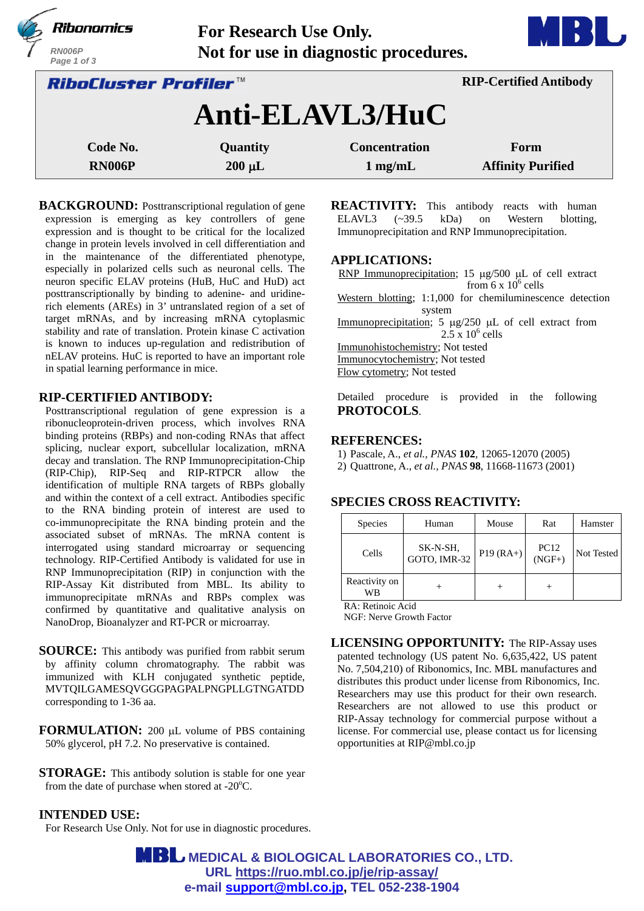For Research Use Only.
Not for use in diagnostic procedures.

**RiboCluster Profiler™** — RIP-Certified Antibody

# Anti-ELAVL3/HuC

| Code No. | Quantity | Concentration | Form |
|---|---|---|---|
| RN006P | 200 µL | 1 mg/mL | Affinity Purified |

**BACKGROUND:** Posttranscriptional regulation of gene expression is emerging as key controllers of gene expression and is thought to be critical for the localized change in protein levels involved in cell differentiation and in the maintenance of the differentiated phenotype, especially in polarized cells such as neuronal cells. The neuron specific ELAV proteins (HuB, HuC and HuD) act posttranscriptionally by binding to adenine- and uridine-rich elements (AREs) in 3' untranslated region of a set of target mRNAs, and by increasing mRNA cytoplasmic stability and rate of translation. Protein kinase C activation is known to induces up-regulation and redistribution of nELAV proteins. HuC is reported to have an important role in spatial learning performance in mice.

## RIP-CERTIFIED ANTIBODY:

Posttranscriptional regulation of gene expression is a ribonucleoprotein-driven process, which involves RNA binding proteins (RBPs) and non-coding RNAs that affect splicing, nuclear export, subcellular localization, mRNA decay and translation. The RNP Immunoprecipitation-Chip (RIP-Chip), RIP-Seq and RIP-RTPCR allow the identification of multiple RNA targets of RBPs globally and within the context of a cell extract. Antibodies specific to the RNA binding protein of interest are used to co-immunoprecipitate the RNA binding protein and the associated subset of mRNAs. The mRNA content is interrogated using standard microarray or sequencing technology. RIP-Certified Antibody is validated for use in RNP Immunoprecipitation (RIP) in conjunction with the RIP-Assay Kit distributed from MBL. Its ability to immunoprecipitate mRNAs and RBPs complex was confirmed by quantitative and qualitative analysis on NanoDrop, Bioanalyzer and RT-PCR or microarray.

**SOURCE:** This antibody was purified from rabbit serum by affinity column chromatography. The rabbit was immunized with KLH conjugated synthetic peptide, MVTQILGAMESQVGGGPAGPALPNGPLLGTNGATDD corresponding to 1-36 aa.

**FORMULATION:** 200 µL volume of PBS containing 50% glycerol, pH 7.2. No preservative is contained.

**STORAGE:** This antibody solution is stable for one year from the date of purchase when stored at -20°C.

## INTENDED USE:

For Research Use Only. Not for use in diagnostic procedures.

**REACTIVITY:** This antibody reacts with human ELAVL3 (~39.5 kDa) on Western blotting, Immunoprecipitation and RNP Immunoprecipitation.

## APPLICATIONS:

RNP Immunoprecipitation; 15 µg/500 µL of cell extract from 6 x $10^6$ cells
Western blotting; 1:1,000 for chemiluminescence detection system
Immunoprecipitation; 5 µg/250 µL of cell extract from 2.5 x $10^6$ cells
Immunohistochemistry; Not tested
Immunocytochemistry; Not tested
Flow cytometry; Not tested

Detailed procedure is provided in the following **PROTOCOLS**.

## REFERENCES:

1) Pascale, A., *et al., PNAS* **102**, 12065-12070 (2005)
2) Quattrone, A., *et al., PNAS* **98**, 11668-11673 (2001)

## SPECIES CROSS REACTIVITY:

| Species | Human | Mouse | Rat | Hamster |
|---|---|---|---|---|
| Cells | SK-N-SH, GOTO, IMR-32 | P19 (RA+) | PC12 (NGF+) | Not Tested |
| Reactivity on WB | + | + | + | |

RA: Retinoic Acid
NGF: Nerve Growth Factor

**LICENSING OPPORTUNITY:** The RIP-Assay uses patented technology (US patent No. 6,635,422, US patent No. 7,504,210) of Ribonomics, Inc. MBL manufactures and distributes this product under license from Ribonomics, Inc. Researchers may use this product for their own research. Researchers are not allowed to use this product or RIP-Assay technology for commercial purpose without a license. For commercial use, please contact us for licensing opportunities at RIP@mbl.co.jp

MEDICAL & BIOLOGICAL LABORATORIES CO., LTD.
URL https://ruo.mbl.co.jp/je/rip-assay/
e-mail support@mbl.co.jp, TEL 052-238-1904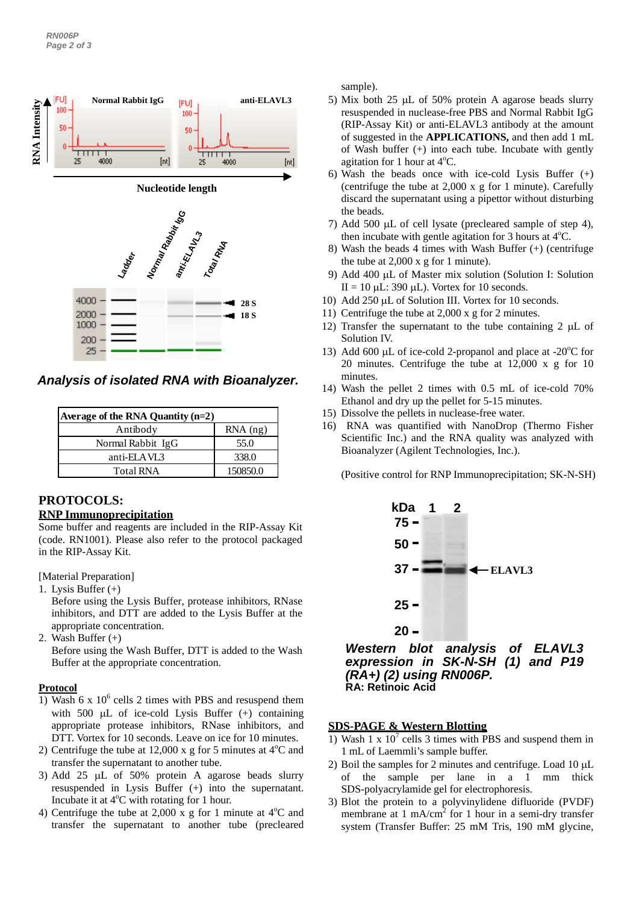*Analysis of isolated RNA with Bioanalyzer.*

| Average of the RNA Quantity (n=2) | |
|---|---|
| Antibody | RNA (ng) |
| Normal Rabbit IgG | 55.0 |
| anti-ELAVL3 | 338.0 |
| Total RNA | 150850.0 |

## PROTOCOLS:

### RNP Immunoprecipitation

Some buffer and reagents are included in the RIP-Assay Kit (code. RN1001). Please also refer to the protocol packaged in the RIP-Assay Kit.

[Material Preparation]

1. Lysis Buffer (+)
   Before using the Lysis Buffer, protease inhibitors, RNase inhibitors, and DTT are added to the Lysis Buffer at the appropriate concentration.
2. Wash Buffer (+)
   Before using the Wash Buffer, DTT is added to the Wash Buffer at the appropriate concentration.

**Protocol**

1) Wash 6 x $10^6$ cells 2 times with PBS and resuspend them with 500 µL of ice-cold Lysis Buffer (+) containing appropriate protease inhibitors, RNase inhibitors, and DTT. Vortex for 10 seconds. Leave on ice for 10 minutes.
2) Centrifuge the tube at 12,000 x g for 5 minutes at 4°C and transfer the supernatant to another tube.
3) Add 25 µL of 50% protein A agarose beads slurry resuspended in Lysis Buffer (+) into the supernatant. Incubate it at 4°C with rotating for 1 hour.
4) Centrifuge the tube at 2,000 x g for 1 minute at 4°C and transfer the supernatant to another tube (precleared sample).
5) Mix both 25 µL of 50% protein A agarose beads slurry resuspended in nuclease-free PBS and Normal Rabbit IgG (RIP-Assay Kit) or anti-ELAVL3 antibody at the amount of suggested in the **APPLICATIONS,** and then add 1 mL of Wash buffer (+) into each tube. Incubate with gently agitation for 1 hour at 4°C.
6) Wash the beads once with ice-cold Lysis Buffer (+) (centrifuge the tube at 2,000 x g for 1 minute). Carefully discard the supernatant using a pipettor without disturbing the beads.
7) Add 500 µL of cell lysate (precleared sample of step 4), then incubate with gentle agitation for 3 hours at 4°C.
8) Wash the beads 4 times with Wash Buffer (+) (centrifuge the tube at 2,000 x g for 1 minute).
9) Add 400 µL of Master mix solution (Solution I: Solution II = 10 µL: 390 µL). Vortex for 10 seconds.
10) Add 250 µL of Solution III. Vortex for 10 seconds.
11) Centrifuge the tube at 2,000 x g for 2 minutes.
12) Transfer the supernatant to the tube containing 2 µL of Solution IV.
13) Add 600 µL of ice-cold 2-propanol and place at -20°C for 20 minutes. Centrifuge the tube at 12,000 x g for 10 minutes.
14) Wash the pellet 2 times with 0.5 mL of ice-cold 70% Ethanol and dry up the pellet for 5-15 minutes.
15) Dissolve the pellets in nuclease-free water.
16) RNA was quantified with NanoDrop (Thermo Fisher Scientific Inc.) and the RNA quality was analyzed with Bioanalyzer (Agilent Technologies, Inc.).

(Positive control for RNP Immunoprecipitation; SK-N-SH)

***Western blot analysis of ELAVL3 expression in SK-N-SH (1) and P19 (RA+) (2) using RN006P.***
**RA: Retinoic Acid**

### SDS-PAGE & Western Blotting

1) Wash 1 x $10^7$ cells 3 times with PBS and suspend them in 1 mL of Laemmli's sample buffer.
2) Boil the samples for 2 minutes and centrifuge. Load 10 µL of the sample per lane in a 1 mm thick SDS-polyacrylamide gel for electrophoresis.
3) Blot the protein to a polyvinylidene difluoride (PVDF) membrane at 1 mA/$cm^2$ for 1 hour in a semi-dry transfer system (Transfer Buffer: 25 mM Tris, 190 mM glycine,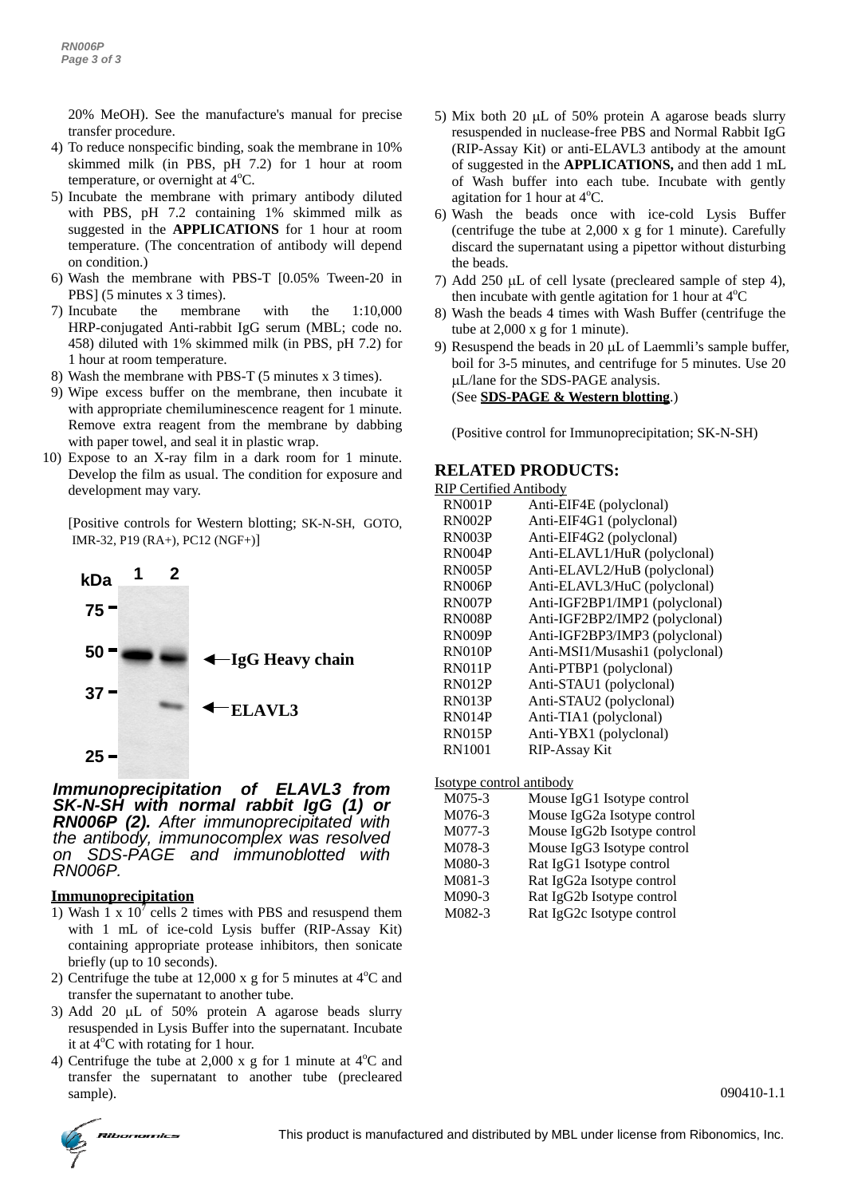20% MeOH). See the manufacture's manual for precise transfer procedure.

4) To reduce nonspecific binding, soak the membrane in 10% skimmed milk (in PBS, pH 7.2) for 1 hour at room temperature, or overnight at 4°C.
5) Incubate the membrane with primary antibody diluted with PBS, pH 7.2 containing 1% skimmed milk as suggested in the **APPLICATIONS** for 1 hour at room temperature. (The concentration of antibody will depend on condition.)
6) Wash the membrane with PBS-T [0.05% Tween-20 in PBS] (5 minutes x 3 times).
7) Incubate the membrane with the 1:10,000 HRP-conjugated Anti-rabbit IgG serum (MBL; code no. 458) diluted with 1% skimmed milk (in PBS, pH 7.2) for 1 hour at room temperature.
8) Wash the membrane with PBS-T (5 minutes x 3 times).
9) Wipe excess buffer on the membrane, then incubate it with appropriate chemiluminescence reagent for 1 minute. Remove extra reagent from the membrane by dabbing with paper towel, and seal it in plastic wrap.
10) Expose to an X-ray film in a dark room for 1 minute. Develop the film as usual. The condition for exposure and development may vary.

[Positive controls for Western blotting; SK-N-SH, GOTO, IMR-32, P19 (RA+), PC12 (NGF+)]

kDa
1 2
75
50
37
25
IgG Heavy chain
ELAVL3

***Immunoprecipitation of ELAVL3 from SK-N-SH with normal rabbit IgG (1) or RN006P (2).*** *After immunoprecipitated with the antibody, immunocomplex was resolved on SDS-PAGE and immunoblotted with RN006P.*

**Immunoprecipitation**

1) Wash 1 x $10^7$ cells 2 times with PBS and resuspend them with 1 mL of ice-cold Lysis buffer (RIP-Assay Kit) containing appropriate protease inhibitors, then sonicate briefly (up to 10 seconds).
2) Centrifuge the tube at 12,000 x g for 5 minutes at 4°C and transfer the supernatant to another tube.
3) Add 20 μL of 50% protein A agarose beads slurry resuspended in Lysis Buffer into the supernatant. Incubate it at 4°C with rotating for 1 hour.
4) Centrifuge the tube at 2,000 x g for 1 minute at 4°C and transfer the supernatant to another tube (precleared sample).
5) Mix both 20 μL of 50% protein A agarose beads slurry resuspended in nuclease-free PBS and Normal Rabbit IgG (RIP-Assay Kit) or anti-ELAVL3 antibody at the amount of suggested in the **APPLICATIONS,** and then add 1 mL of Wash buffer into each tube. Incubate with gently agitation for 1 hour at 4°C.
6) Wash the beads once with ice-cold Lysis Buffer (centrifuge the tube at 2,000 x g for 1 minute). Carefully discard the supernatant using a pipettor without disturbing the beads.
7) Add 250 μL of cell lysate (precleared sample of step 4), then incubate with gentle agitation for 1 hour at 4°C
8) Wash the beads 4 times with Wash Buffer (centrifuge the tube at 2,000 x g for 1 minute).
9) Resuspend the beads in 20 μL of Laemmli's sample buffer, boil for 3-5 minutes, and centrifuge for 5 minutes. Use 20 μL/lane for the SDS-PAGE analysis.
(See **SDS-PAGE & Western blotting**.)

(Positive control for Immunoprecipitation; SK-N-SH)

## RELATED PRODUCTS:

RIP Certified Antibody

| | |
|---|---|
| RN001P | Anti-EIF4E (polyclonal) |
| RN002P | Anti-EIF4G1 (polyclonal) |
| RN003P | Anti-EIF4G2 (polyclonal) |
| RN004P | Anti-ELAVL1/HuR (polyclonal) |
| RN005P | Anti-ELAVL2/HuB (polyclonal) |
| RN006P | Anti-ELAVL3/HuC (polyclonal) |
| RN007P | Anti-IGF2BP1/IMP1 (polyclonal) |
| RN008P | Anti-IGF2BP2/IMP2 (polyclonal) |
| RN009P | Anti-IGF2BP3/IMP3 (polyclonal) |
| RN010P | Anti-MSI1/Musashi1 (polyclonal) |
| RN011P | Anti-PTBP1 (polyclonal) |
| RN012P | Anti-STAU1 (polyclonal) |
| RN013P | Anti-STAU2 (polyclonal) |
| RN014P | Anti-TIA1 (polyclonal) |
| RN015P | Anti-YBX1 (polyclonal) |
| RN1001 | RIP-Assay Kit |

Isotype control antibody

| | |
|---|---|
| M075-3 | Mouse IgG1 Isotype control |
| M076-3 | Mouse IgG2a Isotype control |
| M077-3 | Mouse IgG2b Isotype control |
| M078-3 | Mouse IgG3 Isotype control |
| M080-3 | Rat IgG1 Isotype control |
| M081-3 | Rat IgG2a Isotype control |
| M090-3 | Rat IgG2b Isotype control |
| M082-3 | Rat IgG2c Isotype control |

090410-1.1

This product is manufactured and distributed by MBL under license from Ribonomics, Inc.